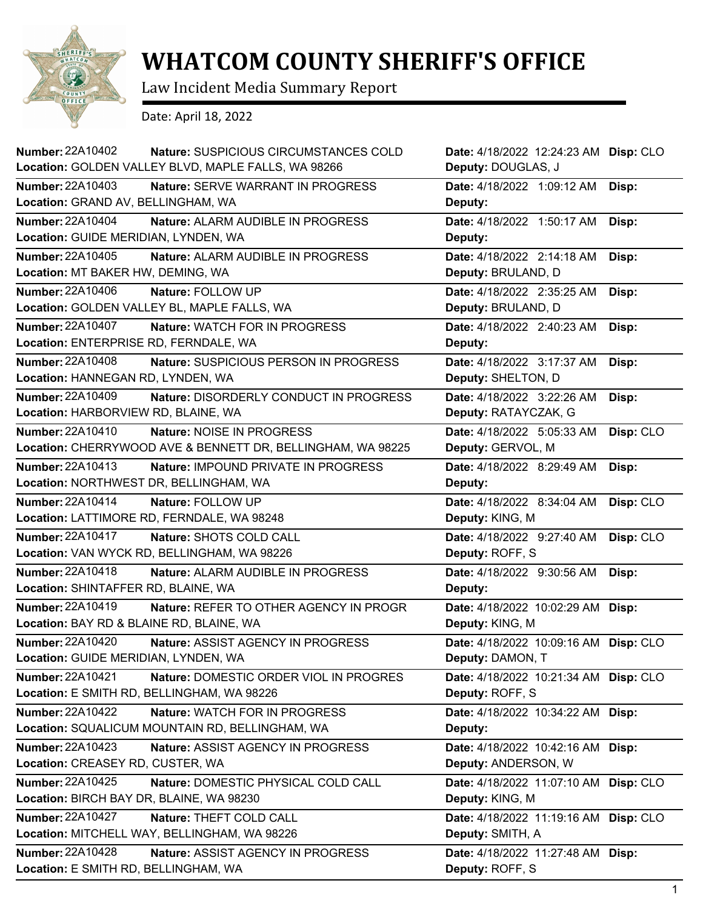# WHATCOM COUNTY SHERIFF'S OFFICE

Law Incident Media Summary Report

Date: April 18, 2022

| Number | Nature | Location | Date | Deputy | Disp |
|---|---|---|---|---|---|
| 22A10402 | SUSPICIOUS CIRCUMSTANCES COLD | GOLDEN VALLEY BLVD, MAPLE FALLS, WA 98266 | 4/18/2022 12:24:23 AM | DOUGLAS, J | CLO |
| 22A10403 | SERVE WARRANT IN PROGRESS | GRAND AV, BELLINGHAM, WA | 4/18/2022 1:09:12 AM | | |
| 22A10404 | ALARM AUDIBLE IN PROGRESS | GUIDE MERIDIAN, LYNDEN, WA | 4/18/2022 1:50:17 AM | | |
| 22A10405 | ALARM AUDIBLE IN PROGRESS | MT BAKER HW, DEMING, WA | 4/18/2022 2:14:18 AM | BRULAND, D | |
| 22A10406 | FOLLOW UP | GOLDEN VALLEY BL, MAPLE FALLS, WA | 4/18/2022 2:35:25 AM | BRULAND, D | |
| 22A10407 | WATCH FOR IN PROGRESS | ENTERPRISE RD, FERNDALE, WA | 4/18/2022 2:40:23 AM | | |
| 22A10408 | SUSPICIOUS PERSON IN PROGRESS | HANNEGAN RD, LYNDEN, WA | 4/18/2022 3:17:37 AM | SHELTON, D | |
| 22A10409 | DISORDERLY CONDUCT IN PROGRESS | HARBORVIEW RD, BLAINE, WA | 4/18/2022 3:22:26 AM | RATAYCZAK, G | |
| 22A10410 | NOISE IN PROGRESS | CHERRYWOOD AVE & BENNETT DR, BELLINGHAM, WA 98225 | 4/18/2022 5:05:33 AM | GERVOL, M | CLO |
| 22A10413 | IMPOUND PRIVATE IN PROGRESS | NORTHWEST DR, BELLINGHAM, WA | 4/18/2022 8:29:49 AM | | |
| 22A10414 | FOLLOW UP | LATTIMORE RD, FERNDALE, WA 98248 | 4/18/2022 8:34:04 AM | KING, M | CLO |
| 22A10417 | SHOTS COLD CALL | VAN WYCK RD, BELLINGHAM, WA 98226 | 4/18/2022 9:27:40 AM | ROFF, S | CLO |
| 22A10418 | ALARM AUDIBLE IN PROGRESS | SHINTAFFER RD, BLAINE, WA | 4/18/2022 9:30:56 AM | | |
| 22A10419 | REFER TO OTHER AGENCY IN PROGR | BAY RD & BLAINE RD, BLAINE, WA | 4/18/2022 10:02:29 AM | KING, M | |
| 22A10420 | ASSIST AGENCY IN PROGRESS | GUIDE MERIDIAN, LYNDEN, WA | 4/18/2022 10:09:16 AM | DAMON, T | CLO |
| 22A10421 | DOMESTIC ORDER VIOL IN PROGRES | E SMITH RD, BELLINGHAM, WA 98226 | 4/18/2022 10:21:34 AM | ROFF, S | CLO |
| 22A10422 | WATCH FOR IN PROGRESS | SQUALICUM MOUNTAIN RD, BELLINGHAM, WA | 4/18/2022 10:34:22 AM | | |
| 22A10423 | ASSIST AGENCY IN PROGRESS | CREASEY RD, CUSTER, WA | 4/18/2022 10:42:16 AM | ANDERSON, W | |
| 22A10425 | DOMESTIC PHYSICAL COLD CALL | BIRCH BAY DR, BLAINE, WA 98230 | 4/18/2022 11:07:10 AM | KING, M | CLO |
| 22A10427 | THEFT COLD CALL | MITCHELL WAY, BELLINGHAM, WA 98226 | 4/18/2022 11:19:16 AM | SMITH, A | CLO |
| 22A10428 | ASSIST AGENCY IN PROGRESS | E SMITH RD, BELLINGHAM, WA | 4/18/2022 11:27:48 AM | ROFF, S | |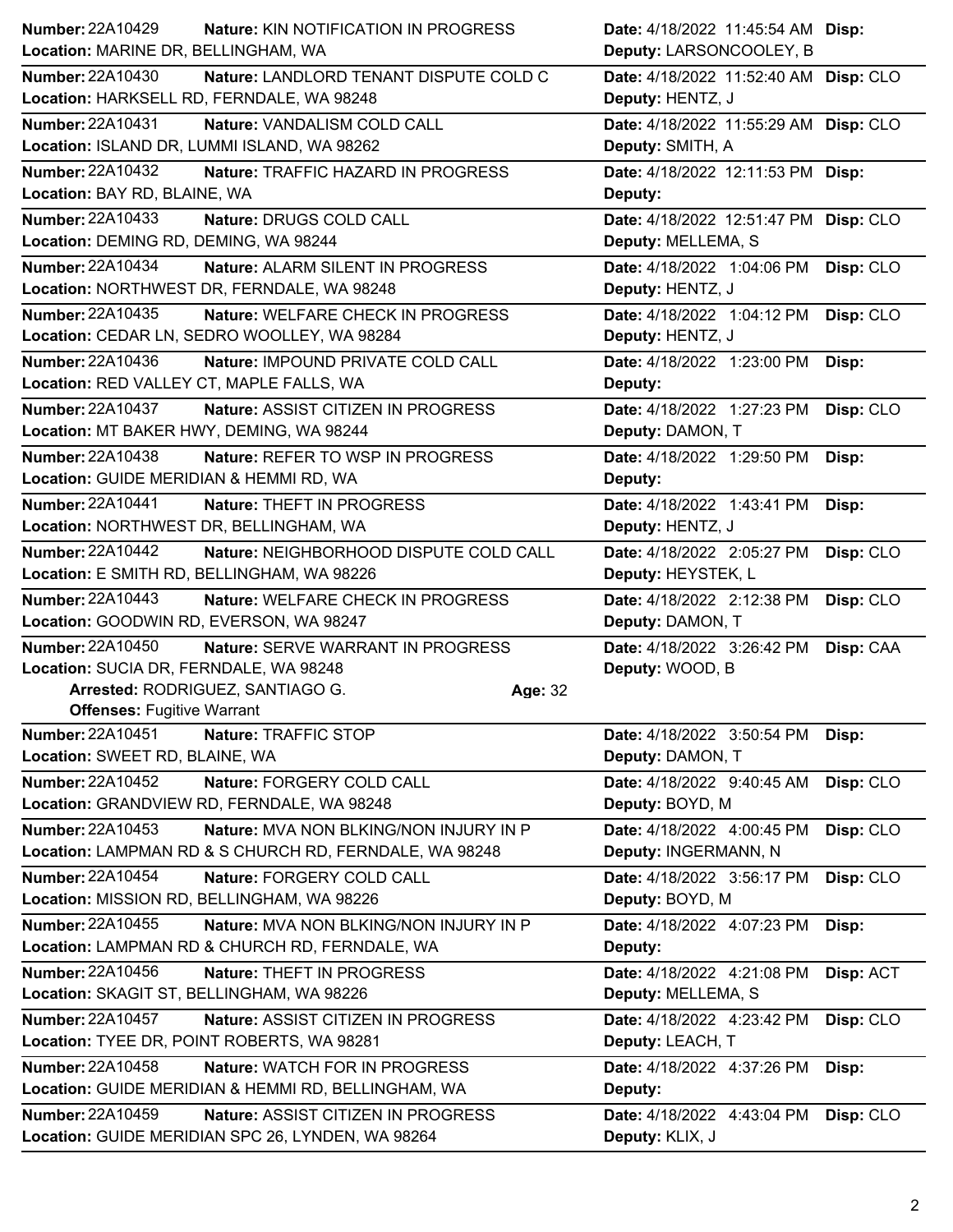**Number:** 22A10429 **Nature:** KIN NOTIFICATION IN PROGRESS **Date:** 4/18/2022 11:45:54 AM **Disp:**
**Location:** MARINE DR, BELLINGHAM, WA **Deputy:** LARSONCOOLEY, B

---

**Number:** 22A10430 **Nature:** LANDLORD TENANT DISPUTE COLD C **Date:** 4/18/2022 11:52:40 AM **Disp:** CLO
**Location:** HARKSELL RD, FERNDALE, WA 98248 **Deputy:** HENTZ, J

---

**Number:** 22A10431 **Nature:** VANDALISM COLD CALL **Date:** 4/18/2022 11:55:29 AM **Disp:** CLO
**Location:** ISLAND DR, LUMMI ISLAND, WA 98262 **Deputy:** SMITH, A

---

**Number:** 22A10432 **Nature:** TRAFFIC HAZARD IN PROGRESS **Date:** 4/18/2022 12:11:53 PM **Disp:**
**Location:** BAY RD, BLAINE, WA **Deputy:**

---

**Number:** 22A10433 **Nature:** DRUGS COLD CALL **Date:** 4/18/2022 12:51:47 PM **Disp:** CLO
**Location:** DEMING RD, DEMING, WA 98244 **Deputy:** MELLEMA, S

---

**Number:** 22A10434 **Nature:** ALARM SILENT IN PROGRESS **Date:** 4/18/2022 1:04:06 PM **Disp:** CLO
**Location:** NORTHWEST DR, FERNDALE, WA 98248 **Deputy:** HENTZ, J

---

**Number:** 22A10435 **Nature:** WELFARE CHECK IN PROGRESS **Date:** 4/18/2022 1:04:12 PM **Disp:** CLO
**Location:** CEDAR LN, SEDRO WOOLLEY, WA 98284 **Deputy:** HENTZ, J

---

**Number:** 22A10436 **Nature:** IMPOUND PRIVATE COLD CALL **Date:** 4/18/2022 1:23:00 PM **Disp:**
**Location:** RED VALLEY CT, MAPLE FALLS, WA **Deputy:**

---

**Number:** 22A10437 **Nature:** ASSIST CITIZEN IN PROGRESS **Date:** 4/18/2022 1:27:23 PM **Disp:** CLO
**Location:** MT BAKER HWY, DEMING, WA 98244 **Deputy:** DAMON, T

---

**Number:** 22A10438 **Nature:** REFER TO WSP IN PROGRESS **Date:** 4/18/2022 1:29:50 PM **Disp:**
**Location:** GUIDE MERIDIAN & HEMMI RD, WA **Deputy:**

---

**Number:** 22A10441 **Nature:** THEFT IN PROGRESS **Date:** 4/18/2022 1:43:41 PM **Disp:**
**Location:** NORTHWEST DR, BELLINGHAM, WA **Deputy:** HENTZ, J

---

**Number:** 22A10442 **Nature:** NEIGHBORHOOD DISPUTE COLD CALL **Date:** 4/18/2022 2:05:27 PM **Disp:** CLO
**Location:** E SMITH RD, BELLINGHAM, WA 98226 **Deputy:** HEYSTEK, L

---

**Number:** 22A10443 **Nature:** WELFARE CHECK IN PROGRESS **Date:** 4/18/2022 2:12:38 PM **Disp:** CLO
**Location:** GOODWIN RD, EVERSON, WA 98247 **Deputy:** DAMON, T

---

**Number:** 22A10450 **Nature:** SERVE WARRANT IN PROGRESS **Date:** 4/18/2022 3:26:42 PM **Disp:** CAA
**Location:** SUCIA DR, FERNDALE, WA 98248 **Deputy:** WOOD, B
**Arrested:** RODRIGUEZ, SANTIAGO G. **Age:** 32
**Offenses:** Fugitive Warrant

---

**Number:** 22A10451 **Nature:** TRAFFIC STOP **Date:** 4/18/2022 3:50:54 PM **Disp:**
**Location:** SWEET RD, BLAINE, WA **Deputy:** DAMON, T

---

**Number:** 22A10452 **Nature:** FORGERY COLD CALL **Date:** 4/18/2022 9:40:45 AM **Disp:** CLO
**Location:** GRANDVIEW RD, FERNDALE, WA 98248 **Deputy:** BOYD, M

---

**Number:** 22A10453 **Nature:** MVA NON BLKING/NON INJURY IN P **Date:** 4/18/2022 4:00:45 PM **Disp:** CLO
**Location:** LAMPMAN RD & S CHURCH RD, FERNDALE, WA 98248 **Deputy:** INGERMANN, N

---

**Number:** 22A10454 **Nature:** FORGERY COLD CALL **Date:** 4/18/2022 3:56:17 PM **Disp:** CLO
**Location:** MISSION RD, BELLINGHAM, WA 98226 **Deputy:** BOYD, M

---

**Number:** 22A10455 **Nature:** MVA NON BLKING/NON INJURY IN P **Date:** 4/18/2022 4:07:23 PM **Disp:**
**Location:** LAMPMAN RD & CHURCH RD, FERNDALE, WA **Deputy:**

---

**Number:** 22A10456 **Nature:** THEFT IN PROGRESS **Date:** 4/18/2022 4:21:08 PM **Disp:** ACT
**Location:** SKAGIT ST, BELLINGHAM, WA 98226 **Deputy:** MELLEMA, S

---

**Number:** 22A10457 **Nature:** ASSIST CITIZEN IN PROGRESS **Date:** 4/18/2022 4:23:42 PM **Disp:** CLO
**Location:** TYEE DR, POINT ROBERTS, WA 98281 **Deputy:** LEACH, T

---

**Number:** 22A10458 **Nature:** WATCH FOR IN PROGRESS **Date:** 4/18/2022 4:37:26 PM **Disp:**
**Location:** GUIDE MERIDIAN & HEMMI RD, BELLINGHAM, WA **Deputy:**

---

**Number:** 22A10459 **Nature:** ASSIST CITIZEN IN PROGRESS **Date:** 4/18/2022 4:43:04 PM **Disp:** CLO
**Location:** GUIDE MERIDIAN SPC 26, LYNDEN, WA 98264 **Deputy:** KLIX, J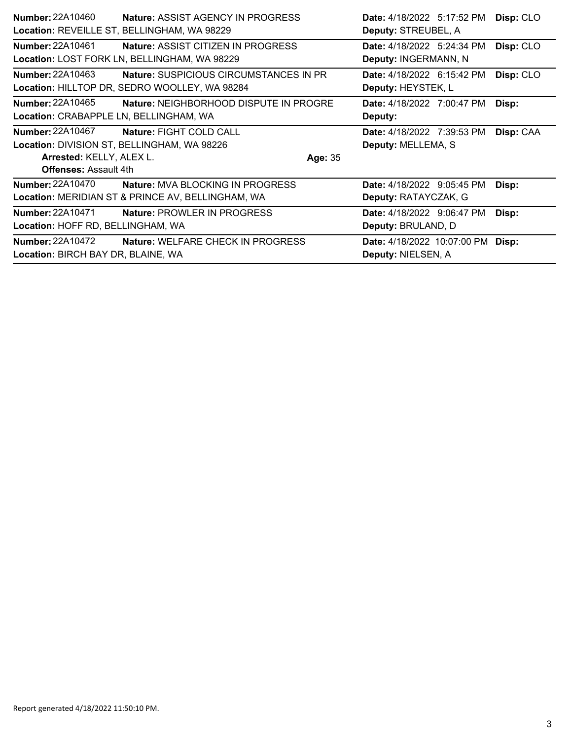**Number:** 22A10460 **Nature:** ASSIST AGENCY IN PROGRESS **Date:** 4/18/2022 5:17:52 PM **Disp:** CLO
**Location:** REVEILLE ST, BELLINGHAM, WA 98229 **Deputy:** STREUBEL, A

---

**Number:** 22A10461 **Nature:** ASSIST CITIZEN IN PROGRESS **Date:** 4/18/2022 5:24:34 PM **Disp:** CLO
**Location:** LOST FORK LN, BELLINGHAM, WA 98229 **Deputy:** INGERMANN, N

---

**Number:** 22A10463 **Nature:** SUSPICIOUS CIRCUMSTANCES IN PR **Date:** 4/18/2022 6:15:42 PM **Disp:** CLO
**Location:** HILLTOP DR, SEDRO WOOLLEY, WA 98284 **Deputy:** HEYSTEK, L

---

**Number:** 22A10465 **Nature:** NEIGHBORHOOD DISPUTE IN PROGRE **Date:** 4/18/2022 7:00:47 PM **Disp:**
**Location:** CRABAPPLE LN, BELLINGHAM, WA **Deputy:**

---

**Number:** 22A10467 **Nature:** FIGHT COLD CALL **Date:** 4/18/2022 7:39:53 PM **Disp:** CAA
**Location:** DIVISION ST, BELLINGHAM, WA 98226 **Deputy:** MELLEMA, S
**Arrested:** KELLY, ALEX L. **Age:** 35
**Offenses:** Assault 4th

---

**Number:** 22A10470 **Nature:** MVA BLOCKING IN PROGRESS **Date:** 4/18/2022 9:05:45 PM **Disp:**
**Location:** MERIDIAN ST & PRINCE AV, BELLINGHAM, WA **Deputy:** RATAYCZAK, G

---

**Number:** 22A10471 **Nature:** PROWLER IN PROGRESS **Date:** 4/18/2022 9:06:47 PM **Disp:**
**Location:** HOFF RD, BELLINGHAM, WA **Deputy:** BRULAND, D

---

**Number:** 22A10472 **Nature:** WELFARE CHECK IN PROGRESS **Date:** 4/18/2022 10:07:00 PM **Disp:**
**Location:** BIRCH BAY DR, BLAINE, WA **Deputy:** NIELSEN, A

---

Report generated 4/18/2022 11:50:10 PM.